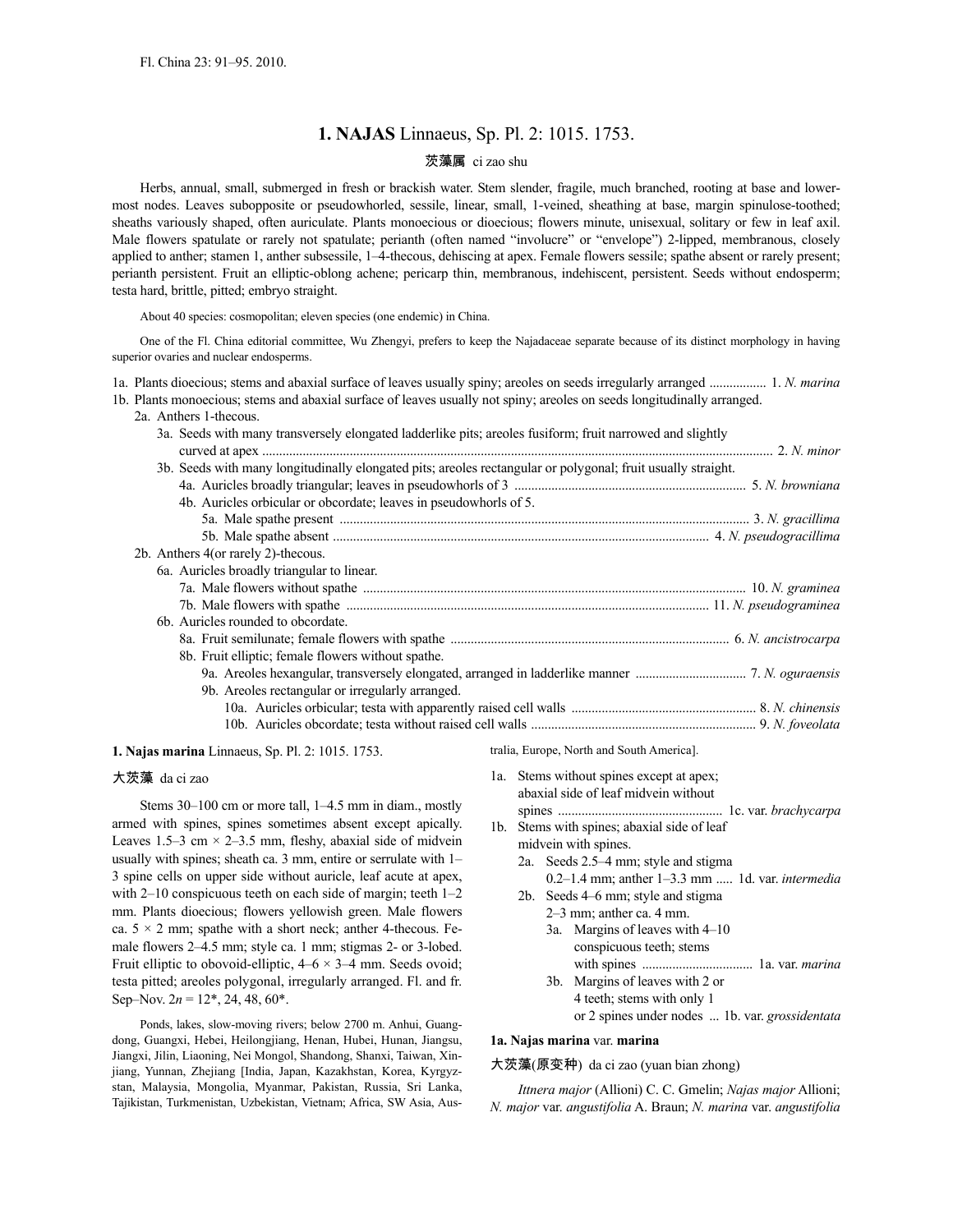Fl. China 23: 91–95. 2010.

# 1. NAJAS Linnaeus, Sp. Pl. 2: 1015. 1753.

茨藻属 ci zao shu

Herbs, annual, small, submerged in fresh or brackish water. Stem slender, fragile, much branched, rooting at base and lowermost nodes. Leaves subopposite or pseudowhorled, sessile, linear, small, 1-veined, sheathing at base, margin spinulose-toothed; sheaths variously shaped, often auriculate. Plants monoecious or dioecious; flowers minute, unisexual, solitary or few in leaf axil. Male flowers spatulate or rarely not spatulate; perianth (often named "involucre" or "envelope") 2-lipped, membranous, closely applied to anther; stamen 1, anther subsessile, 1–4-thecous, dehiscing at apex. Female flowers sessile; spathe absent or rarely present; perianth persistent. Fruit an elliptic-oblong achene; pericarp thin, membranous, indehiscent, persistent. Seeds without endosperm; testa hard, brittle, pitted; embryo straight.

About 40 species: cosmopolitan; eleven species (one endemic) in China.

One of the Fl. China editorial committee, Wu Zhengyi, prefers to keep the Najadaceae separate because of its distinct morphology in having superior ovaries and nuclear endosperms.

1a. Plants dioecious; stems and abaxial surface of leaves usually spiny; areoles on seeds irregularly arranged ................. 1. *N. marina*
1b. Plants monoecious; stems and abaxial surface of leaves usually not spiny; areoles on seeds longitudinally arranged.
  2a. Anthers 1-thecous.
    3a. Seeds with many transversely elongated ladderlike pits; areoles fusiform; fruit narrowed and slightly curved at apex ............ 2. *N. minor*
    3b. Seeds with many longitudinally elongated pits; areoles rectangular or polygonal; fruit usually straight.
      4a. Auricles broadly triangular; leaves in pseudowhorls of 3 ............ 5. *N. browniana*
      4b. Auricles orbicular or obcordate; leaves in pseudowhorls of 5.
        5a. Male spathe present ............ 3. *N. gracillima*
        5b. Male spathe absent ............ 4. *N. pseudogracillima*
  2b. Anthers 4(or rarely 2)-thecous.
    6a. Auricles broadly triangular to linear.
      7a. Male flowers without spathe ............ 10. *N. graminea*
      7b. Male flowers with spathe ............ 11. *N. pseudograminea*
    6b. Auricles rounded to obcordate.
      8a. Fruit semilunate; female flowers with spathe ............ 6. *N. ancistrocarpa*
      8b. Fruit elliptic; female flowers without spathe.
        9a. Areoles hexangular, transversely elongated, arranged in ladderlike manner ............ 7. *N. oguraensis*
        9b. Areoles rectangular or irregularly arranged.
          10a. Auricles orbicular; testa with apparently raised cell walls ............ 8. *N. chinensis*
          10b. Auricles obcordate; testa without raised cell walls ............ 9. *N. foveolata*

## 1. Najas marina Linnaeus, Sp. Pl. 2: 1015. 1753.

大茨藻 da ci zao

Stems 30–100 cm or more tall, 1–4.5 mm in diam., mostly armed with spines, spines sometimes absent except apically. Leaves 1.5–3 cm × 2–3.5 mm, fleshy, abaxial side of midvein usually with spines; sheath ca. 3 mm, entire or serrulate with 1–3 spine cells on upper side without auricle, leaf acute at apex, with 2–10 conspicuous teeth on each side of margin; teeth 1–2 mm. Plants dioecious; flowers yellowish green. Male flowers ca. 5 × 2 mm; spathe with a short neck; anther 4-thecous. Female flowers 2–4.5 mm; style ca. 1 mm; stigmas 2- or 3-lobed. Fruit elliptic to obovoid-elliptic, 4–6 × 3–4 mm. Seeds ovoid; testa pitted; areoles polygonal, irregularly arranged. Fl. and fr. Sep–Nov. $2n$ = 12*, 24, 48, 60*.

Ponds, lakes, slow-moving rivers; below 2700 m. Anhui, Guangdong, Guangxi, Hebei, Heilongjiang, Henan, Hubei, Hunan, Jiangsu, Jiangxi, Jilin, Liaoning, Nei Mongol, Shandong, Shanxi, Taiwan, Xinjiang, Yunnan, Zhejiang [India, Japan, Kazakhstan, Korea, Kyrgyzstan, Malaysia, Mongolia, Myanmar, Pakistan, Russia, Sri Lanka, Tajikistan, Turkmenistan, Uzbekistan, Vietnam; Africa, SW Asia, Australia, Europe, North and South America].

1a. Stems without spines except at apex; abaxial side of leaf midvein without spines ............ 1c. var. *brachycarpa*
1b. Stems with spines; abaxial side of leaf midvein with spines.
  2a. Seeds 2.5–4 mm; style and stigma 0.2–1.4 mm; anther 1–3.3 mm ..... 1d. var. *intermedia*
  2b. Seeds 4–6 mm; style and stigma 2–3 mm; anther ca. 4 mm.
    3a. Margins of leaves with 4–10 conspicuous teeth; stems with spines ............ 1a. var. *marina*
    3b. Margins of leaves with 2 or 4 teeth; stems with only 1 or 2 spines under nodes ... 1b. var. *grossidentata*

### 1a. Najas marina var. marina

大茨藻(原变种) da ci zao (yuan bian zhong)

*Ittnera major* (Allioni) C. C. Gmelin; *Najas major* Allioni; *N. major* var. *angustifolia* A. Braun; *N. marina* var. *angustifolia*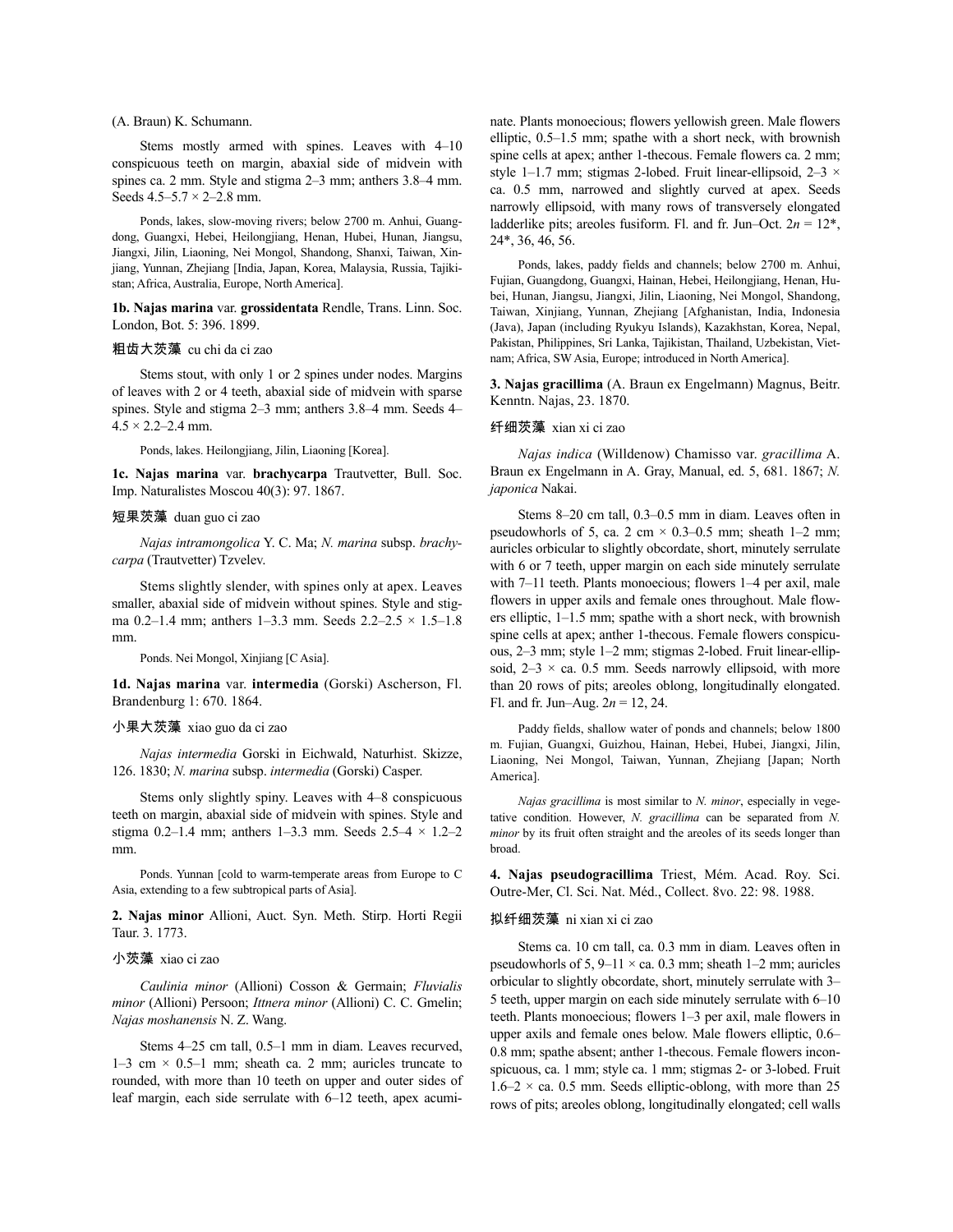(A. Braun) K. Schumann.

Stems mostly armed with spines. Leaves with 4–10 conspicuous teeth on margin, abaxial side of midvein with spines ca. 2 mm. Style and stigma 2–3 mm; anthers 3.8–4 mm. Seeds 4.5–5.7 × 2–2.8 mm.

Ponds, lakes, slow-moving rivers; below 2700 m. Anhui, Guangdong, Guangxi, Hebei, Heilongjiang, Henan, Hubei, Hunan, Jiangsu, Jiangxi, Jilin, Liaoning, Nei Mongol, Shandong, Shanxi, Taiwan, Xinjiang, Yunnan, Zhejiang [India, Japan, Korea, Malaysia, Russia, Tajikistan; Africa, Australia, Europe, North America].

**1b. Najas marina** var. **grossidentata** Rendle, Trans. Linn. Soc. London, Bot. 5: 396. 1899.

粗齿大茨藻 cu chi da ci zao

Stems stout, with only 1 or 2 spines under nodes. Margins of leaves with 2 or 4 teeth, abaxial side of midvein with sparse spines. Style and stigma 2–3 mm; anthers 3.8–4 mm. Seeds 4–4.5 × 2.2–2.4 mm.

Ponds, lakes. Heilongjiang, Jilin, Liaoning [Korea].

**1c. Najas marina** var. **brachycarpa** Trautvetter, Bull. Soc. Imp. Naturalistes Moscou 40(3): 97. 1867.

短果茨藻 duan guo ci zao

*Najas intramongolica* Y. C. Ma; *N. marina* subsp. *brachycarpa* (Trautvetter) Tzvelev.

Stems slightly slender, with spines only at apex. Leaves smaller, abaxial side of midvein without spines. Style and stigma 0.2–1.4 mm; anthers 1–3.3 mm. Seeds 2.2–2.5 × 1.5–1.8 mm.

Ponds. Nei Mongol, Xinjiang [C Asia].

**1d. Najas marina** var. **intermedia** (Gorski) Ascherson, Fl. Brandenburg 1: 670. 1864.

小果大茨藻 xiao guo da ci zao

*Najas intermedia* Gorski in Eichwald, Naturhist. Skizze, 126. 1830; *N. marina* subsp. *intermedia* (Gorski) Casper.

Stems only slightly spiny. Leaves with 4–8 conspicuous teeth on margin, abaxial side of midvein with spines. Style and stigma 0.2–1.4 mm; anthers 1–3.3 mm. Seeds 2.5–4 × 1.2–2 mm.

Ponds. Yunnan [cold to warm-temperate areas from Europe to C Asia, extending to a few subtropical parts of Asia].

**2. Najas minor** Allioni, Auct. Syn. Meth. Stirp. Horti Regii Taur. 3. 1773.

小茨藻 xiao ci zao

*Caulinia minor* (Allioni) Cosson & Germain; *Fluvialis minor* (Allioni) Persoon; *Ittnera minor* (Allioni) C. C. Gmelin; *Najas moshanensis* N. Z. Wang.

Stems 4–25 cm tall, 0.5–1 mm in diam. Leaves recurved, 1–3 cm × 0.5–1 mm; sheath ca. 2 mm; auricles truncate to rounded, with more than 10 teeth on upper and outer sides of leaf margin, each side serrulate with 6–12 teeth, apex acuminate. Plants monoecious; flowers yellowish green. Male flowers elliptic, 0.5–1.5 mm; spathe with a short neck, with brownish spine cells at apex; anther 1-thecous. Female flowers ca. 2 mm; style 1–1.7 mm; stigmas 2-lobed. Fruit linear-ellipsoid, 2–3 × ca. 0.5 mm, narrowed and slightly curved at apex. Seeds narrowly ellipsoid, with many rows of transversely elongated ladderlike pits; areoles fusiform. Fl. and fr. Jun–Oct. $2n$ = 12*, 24*, 36, 46, 56.

Ponds, lakes, paddy fields and channels; below 2700 m. Anhui, Fujian, Guangdong, Guangxi, Hainan, Hebei, Heilongjiang, Henan, Hubei, Hunan, Jiangsu, Jiangxi, Jilin, Liaoning, Nei Mongol, Shandong, Taiwan, Xinjiang, Yunnan, Zhejiang [Afghanistan, India, Indonesia (Java), Japan (including Ryukyu Islands), Kazakhstan, Korea, Nepal, Pakistan, Philippines, Sri Lanka, Tajikistan, Thailand, Uzbekistan, Vietnam; Africa, SW Asia, Europe; introduced in North America].

**3. Najas gracillima** (A. Braun ex Engelmann) Magnus, Beitr. Kenntn. Najas, 23. 1870.

纤细茨藻 xian xi ci zao

*Najas indica* (Willdenow) Chamisso var. *gracillima* A. Braun ex Engelmann in A. Gray, Manual, ed. 5, 681. 1867; *N. japonica* Nakai.

Stems 8–20 cm tall, 0.3–0.5 mm in diam. Leaves often in pseudowhorls of 5, ca. 2 cm × 0.3–0.5 mm; sheath 1–2 mm; auricles orbicular to slightly obcordate, short, minutely serrulate with 6 or 7 teeth, upper margin on each side minutely serrulate with 7–11 teeth. Plants monoecious; flowers 1–4 per axil, male flowers in upper axils and female ones throughout. Male flowers elliptic, 1–1.5 mm; spathe with a short neck, with brownish spine cells at apex; anther 1-thecous. Female flowers conspicuous, 2–3 mm; style 1–2 mm; stigmas 2-lobed. Fruit linear-ellipsoid, 2–3 × ca. 0.5 mm. Seeds narrowly ellipsoid, with more than 20 rows of pits; areoles oblong, longitudinally elongated. Fl. and fr. Jun–Aug. $2n$ = 12, 24.

Paddy fields, shallow water of ponds and channels; below 1800 m. Fujian, Guangxi, Guizhou, Hainan, Hebei, Hubei, Jiangxi, Jilin, Liaoning, Nei Mongol, Taiwan, Yunnan, Zhejiang [Japan; North America].

*Najas gracillima* is most similar to *N. minor*, especially in vegetative condition. However, *N. gracillima* can be separated from *N. minor* by its fruit often straight and the areoles of its seeds longer than broad.

**4. Najas pseudogracillima** Triest, Mém. Acad. Roy. Sci. Outre-Mer, Cl. Sci. Nat. Méd., Collect. 8vo. 22: 98. 1988.

拟纤细茨藻 ni xian xi ci zao

Stems ca. 10 cm tall, ca. 0.3 mm in diam. Leaves often in pseudowhorls of 5, 9–11 × ca. 0.3 mm; sheath 1–2 mm; auricles orbicular to slightly obcordate, short, minutely serrulate with 3–5 teeth, upper margin on each side minutely serrulate with 6–10 teeth. Plants monoecious; flowers 1–3 per axil, male flowers in upper axils and female ones below. Male flowers elliptic, 0.6–0.8 mm; spathe absent; anther 1-thecous. Female flowers inconspicuous, ca. 1 mm; style ca. 1 mm; stigmas 2- or 3-lobed. Fruit 1.6–2 × ca. 0.5 mm. Seeds elliptic-oblong, with more than 25 rows of pits; areoles oblong, longitudinally elongated; cell walls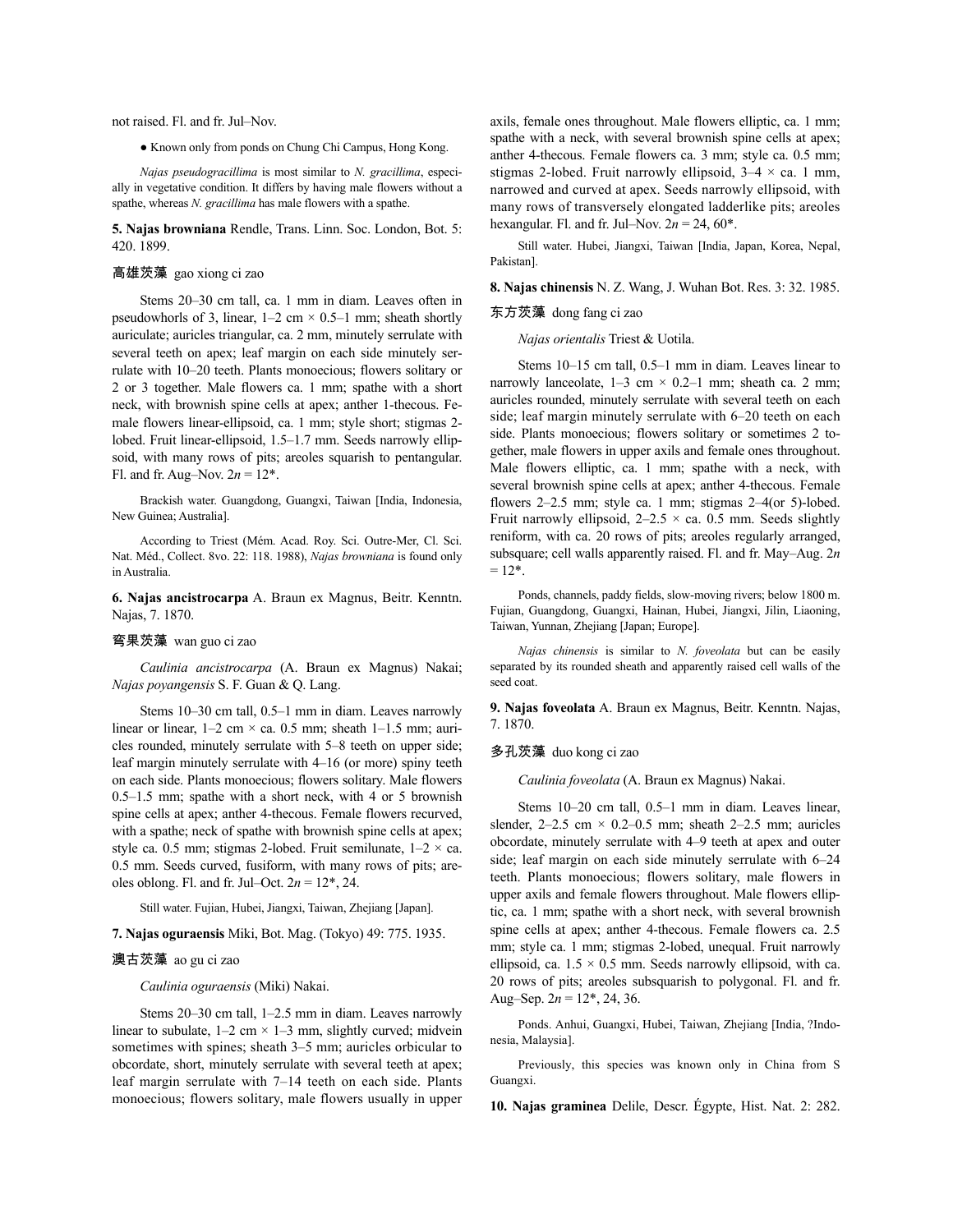not raised. Fl. and fr. Jul–Nov.

● Known only from ponds on Chung Chi Campus, Hong Kong.

*Najas pseudogracillima* is most similar to *N. gracillima*, especially in vegetative condition. It differs by having male flowers without a spathe, whereas *N. gracillima* has male flowers with a spathe.

**5. Najas browniana** Rendle, Trans. Linn. Soc. London, Bot. 5: 420. 1899.

高雄茨藻 gao xiong ci zao

Stems 20–30 cm tall, ca. 1 mm in diam. Leaves often in pseudowhorls of 3, linear, 1–2 cm × 0.5–1 mm; sheath shortly auriculate; auricles triangular, ca. 2 mm, minutely serrulate with several teeth on apex; leaf margin on each side minutely serrulate with 10–20 teeth. Plants monoecious; flowers solitary or 2 or 3 together. Male flowers ca. 1 mm; spathe with a short neck, with brownish spine cells at apex; anther 1-thecous. Female flowers linear-ellipsoid, ca. 1 mm; style short; stigmas 2-lobed. Fruit linear-ellipsoid, 1.5–1.7 mm. Seeds narrowly ellipsoid, with many rows of pits; areoles squarish to pentangular. Fl. and fr. Aug–Nov. 2*n* = 12*.

Brackish water. Guangdong, Guangxi, Taiwan [India, Indonesia, New Guinea; Australia].

According to Triest (Mém. Acad. Roy. Sci. Outre-Mer, Cl. Sci. Nat. Méd., Collect. 8vo. 22: 118. 1988), *Najas browniana* is found only in Australia.

**6. Najas ancistrocarpa** A. Braun ex Magnus, Beitr. Kenntn. Najas, 7. 1870.

弯果茨藻 wan guo ci zao

*Caulinia ancistrocarpa* (A. Braun ex Magnus) Nakai; *Najas poyangensis* S. F. Guan & Q. Lang.

Stems 10–30 cm tall, 0.5–1 mm in diam. Leaves narrowly linear or linear, 1–2 cm × ca. 0.5 mm; sheath 1–1.5 mm; auricles rounded, minutely serrulate with 5–8 teeth on upper side; leaf margin minutely serrulate with 4–16 (or more) spiny teeth on each side. Plants monoecious; flowers solitary. Male flowers 0.5–1.5 mm; spathe with a short neck, with 4 or 5 brownish spine cells at apex; anther 4-thecous. Female flowers recurved, with a spathe; neck of spathe with brownish spine cells at apex; style ca. 0.5 mm; stigmas 2-lobed. Fruit semilunate, 1–2 × ca. 0.5 mm. Seeds curved, fusiform, with many rows of pits; areoles oblong. Fl. and fr. Jul–Oct. 2*n* = 12*, 24.

Still water. Fujian, Hubei, Jiangxi, Taiwan, Zhejiang [Japan].

**7. Najas oguraensis** Miki, Bot. Mag. (Tokyo) 49: 775. 1935.

澳古茨藻 ao gu ci zao

*Caulinia oguraensis* (Miki) Nakai.

Stems 20–30 cm tall, 1–2.5 mm in diam. Leaves narrowly linear to subulate, 1–2 cm × 1–3 mm, slightly curved; midvein sometimes with spines; sheath 3–5 mm; auricles orbicular to obcordate, short, minutely serrulate with several teeth at apex; leaf margin serrulate with 7–14 teeth on each side. Plants monoecious; flowers solitary, male flowers usually in upper axils, female ones throughout. Male flowers elliptic, ca. 1 mm; spathe with a neck, with several brownish spine cells at apex; anther 4-thecous. Female flowers ca. 3 mm; style ca. 0.5 mm; stigmas 2-lobed. Fruit narrowly ellipsoid, 3–4 × ca. 1 mm, narrowed and curved at apex. Seeds narrowly ellipsoid, with many rows of transversely elongated ladderlike pits; areoles hexangular. Fl. and fr. Jul–Nov. 2*n* = 24, 60*.

Still water. Hubei, Jiangxi, Taiwan [India, Japan, Korea, Nepal, Pakistan].

**8. Najas chinensis** N. Z. Wang, J. Wuhan Bot. Res. 3: 32. 1985.

东方茨藻 dong fang ci zao

*Najas orientalis* Triest & Uotila.

Stems 10–15 cm tall, 0.5–1 mm in diam. Leaves linear to narrowly lanceolate, 1–3 cm × 0.2–1 mm; sheath ca. 2 mm; auricles rounded, minutely serrulate with several teeth on each side; leaf margin minutely serrulate with 6–20 teeth on each side. Plants monoecious; flowers solitary or sometimes 2 together, male flowers in upper axils and female ones throughout. Male flowers elliptic, ca. 1 mm; spathe with a neck, with several brownish spine cells at apex; anther 4-thecous. Female flowers 2–2.5 mm; style ca. 1 mm; stigmas 2–4(or 5)-lobed. Fruit narrowly ellipsoid, 2–2.5 × ca. 0.5 mm. Seeds slightly reniform, with ca. 20 rows of pits; areoles regularly arranged, subsquare; cell walls apparently raised. Fl. and fr. May–Aug. 2*n* = 12*.

Ponds, channels, paddy fields, slow-moving rivers; below 1800 m. Fujian, Guangdong, Guangxi, Hainan, Hubei, Jiangxi, Jilin, Liaoning, Taiwan, Yunnan, Zhejiang [Japan; Europe].

*Najas chinensis* is similar to *N. foveolata* but can be easily separated by its rounded sheath and apparently raised cell walls of the seed coat.

**9. Najas foveolata** A. Braun ex Magnus, Beitr. Kenntn. Najas, 7. 1870.

多孔茨藻 duo kong ci zao

*Caulinia foveolata* (A. Braun ex Magnus) Nakai.

Stems 10–20 cm tall, 0.5–1 mm in diam. Leaves linear, slender, 2–2.5 cm × 0.2–0.5 mm; sheath 2–2.5 mm; auricles obcordate, minutely serrulate with 4–9 teeth at apex and outer side; leaf margin on each side minutely serrulate with 6–24 teeth. Plants monoecious; flowers solitary, male flowers in upper axils and female flowers throughout. Male flowers elliptic, ca. 1 mm; spathe with a short neck, with several brownish spine cells at apex; anther 4-thecous. Female flowers ca. 2.5 mm; style ca. 1 mm; stigmas 2-lobed, unequal. Fruit narrowly ellipsoid, ca. 1.5 × 0.5 mm. Seeds narrowly ellipsoid, with ca. 20 rows of pits; areoles subsquarish to polygonal. Fl. and fr. Aug–Sep. 2*n* = 12*, 24, 36.

Ponds. Anhui, Guangxi, Hubei, Taiwan, Zhejiang [India, ?Indonesia, Malaysia].

Previously, this species was known only in China from S Guangxi.

**10. Najas graminea** Delile, Descr. Égypte, Hist. Nat. 2: 282.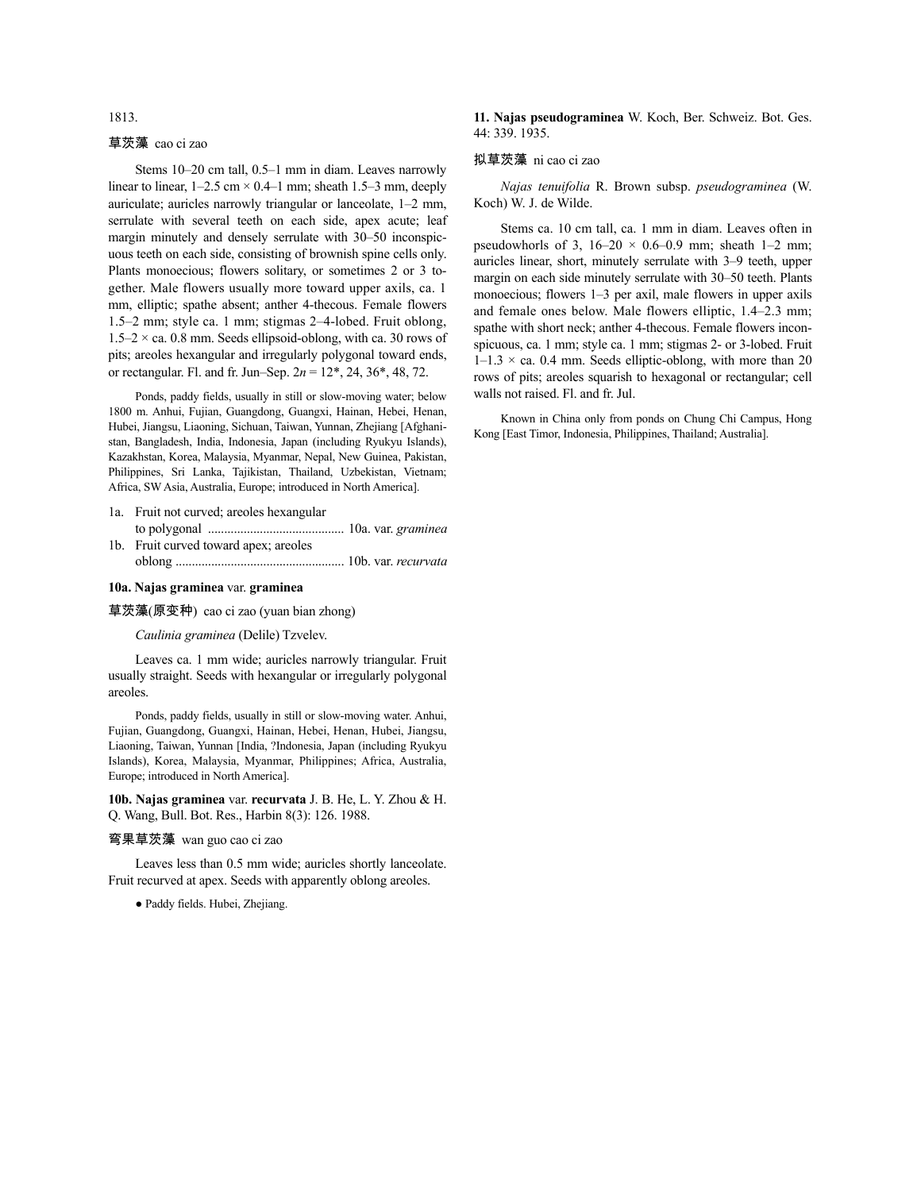1813.

草茨藻 cao ci zao

Stems 10–20 cm tall, 0.5–1 mm in diam. Leaves narrowly linear to linear, 1–2.5 cm × 0.4–1 mm; sheath 1.5–3 mm, deeply auriculate; auricles narrowly triangular or lanceolate, 1–2 mm, serrulate with several teeth on each side, apex acute; leaf margin minutely and densely serrulate with 30–50 inconspicuous teeth on each side, consisting of brownish spine cells only. Plants monoecious; flowers solitary, or sometimes 2 or 3 together. Male flowers usually more toward upper axils, ca. 1 mm, elliptic; spathe absent; anther 4-thecous. Female flowers 1.5–2 mm; style ca. 1 mm; stigmas 2–4-lobed. Fruit oblong, 1.5–2 × ca. 0.8 mm. Seeds ellipsoid-oblong, with ca. 30 rows of pits; areoles hexangular and irregularly polygonal toward ends, or rectangular. Fl. and fr. Jun–Sep. $2n$ = 12*, 24, 36*, 48, 72.

Ponds, paddy fields, usually in still or slow-moving water; below 1800 m. Anhui, Fujian, Guangdong, Guangxi, Hainan, Hebei, Henan, Hubei, Jiangsu, Liaoning, Sichuan, Taiwan, Yunnan, Zhejiang [Afghanistan, Bangladesh, India, Indonesia, Japan (including Ryukyu Islands), Kazakhstan, Korea, Malaysia, Myanmar, Nepal, New Guinea, Pakistan, Philippines, Sri Lanka, Tajikistan, Thailand, Uzbekistan, Vietnam; Africa, SW Asia, Australia, Europe; introduced in North America].

1a. Fruit not curved; areoles hexangular to polygonal .......................................... 10a. var. *graminea*
1b. Fruit curved toward apex; areoles oblong ................................................... 10b. var. *recurvata*

**10a. Najas graminea** var. **graminea**

草茨藻(原变种) cao ci zao (yuan bian zhong)

*Caulinia graminea* (Delile) Tzvelev.

Leaves ca. 1 mm wide; auricles narrowly triangular. Fruit usually straight. Seeds with hexangular or irregularly polygonal areoles.

Ponds, paddy fields, usually in still or slow-moving water. Anhui, Fujian, Guangdong, Guangxi, Hainan, Hebei, Henan, Hubei, Jiangsu, Liaoning, Taiwan, Yunnan [India, ?Indonesia, Japan (including Ryukyu Islands), Korea, Malaysia, Myanmar, Philippines; Africa, Australia, Europe; introduced in North America].

**10b. Najas graminea** var. **recurvata** J. B. He, L. Y. Zhou & H. Q. Wang, Bull. Bot. Res., Harbin 8(3): 126. 1988.

弯果草茨藻 wan guo cao ci zao

Leaves less than 0.5 mm wide; auricles shortly lanceolate. Fruit recurved at apex. Seeds with apparently oblong areoles.

● Paddy fields. Hubei, Zhejiang.

**11. Najas pseudograminea** W. Koch, Ber. Schweiz. Bot. Ges. 44: 339. 1935.

拟草茨藻 ni cao ci zao

*Najas tenuifolia* R. Brown subsp. *pseudograminea* (W. Koch) W. J. de Wilde.

Stems ca. 10 cm tall, ca. 1 mm in diam. Leaves often in pseudowhorls of 3, 16–20 × 0.6–0.9 mm; sheath 1–2 mm; auricles linear, short, minutely serrulate with 3–9 teeth, upper margin on each side minutely serrulate with 30–50 teeth. Plants monoecious; flowers 1–3 per axil, male flowers in upper axils and female ones below. Male flowers elliptic, 1.4–2.3 mm; spathe with short neck; anther 4-thecous. Female flowers inconspicuous, ca. 1 mm; style ca. 1 mm; stigmas 2- or 3-lobed. Fruit 1–1.3 × ca. 0.4 mm. Seeds elliptic-oblong, with more than 20 rows of pits; areoles squarish to hexagonal or rectangular; cell walls not raised. Fl. and fr. Jul.

Known in China only from ponds on Chung Chi Campus, Hong Kong [East Timor, Indonesia, Philippines, Thailand; Australia].